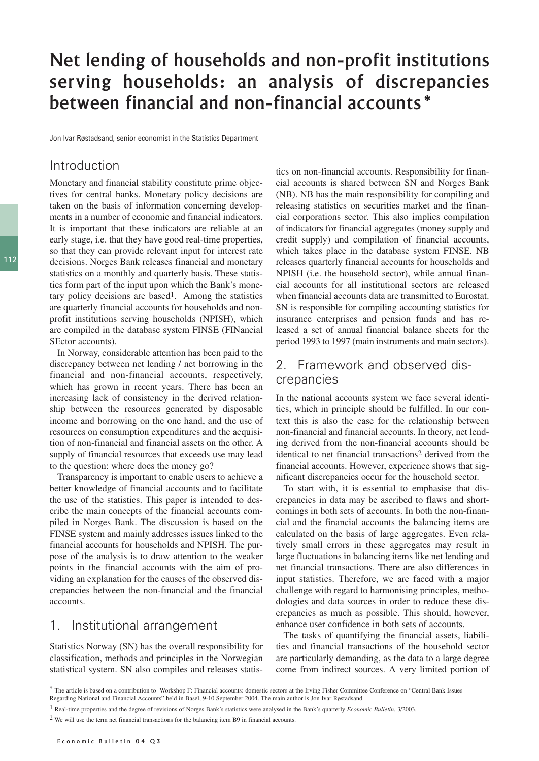# Net lending of households and non-profit institutions serving households: an analysis of discrepancies between financial and non-financial accounts*

Jon Ivar Røstadsand, senior economist in the Statistics Department

## Introduction

Monetary and financial stability constitute prime objectives for central banks. Monetary policy decisions are taken on the basis of information concerning developments in a number of economic and financial indicators. It is important that these indicators are reliable at an early stage, i.e. that they have good real-time properties, so that they can provide relevant input for interest rate decisions. Norges Bank releases financial and monetary statistics on a monthly and quarterly basis. These statistics form part of the input upon which the Bank's monetary policy decisions are based[1]. Among the statistics are quarterly financial accounts for households and non-profit institutions serving households (NPISH), which are compiled in the database system FINSE (FINancial SEctor accounts).

In Norway, considerable attention has been paid to the discrepancy between net lending / net borrowing in the financial and non-financial accounts, respectively, which has grown in recent years. There has been an increasing lack of consistency in the derived relationship between the resources generated by disposable income and borrowing on the one hand, and the use of resources on consumption expenditures and the acquisition of non-financial and financial assets on the other. A supply of financial resources that exceeds use may lead to the question: where does the money go?

Transparency is important to enable users to achieve a better knowledge of financial accounts and to facilitate the use of the statistics. This paper is intended to describe the main concepts of the financial accounts compiled in Norges Bank. The discussion is based on the FINSE system and mainly addresses issues linked to the financial accounts for households and NPISH. The purpose of the analysis is to draw attention to the weaker points in the financial accounts with the aim of providing an explanation for the causes of the observed discrepancies between the non-financial and the financial accounts.

## 1. Institutional arrangement

Statistics Norway (SN) has the overall responsibility for classification, methods and principles in the Norwegian statistical system. SN also compiles and releases statistics on non-financial accounts. Responsibility for financial accounts is shared between SN and Norges Bank (NB). NB has the main responsibility for compiling and releasing statistics on securities market and the financial corporations sector. This also implies compilation of indicators for financial aggregates (money supply and credit supply) and compilation of financial accounts, which takes place in the database system FINSE. NB releases quarterly financial accounts for households and NPISH (i.e. the household sector), while annual financial accounts for all institutional sectors are released when financial accounts data are transmitted to Eurostat. SN is responsible for compiling accounting statistics for insurance enterprises and pension funds and has released a set of annual financial balance sheets for the period 1993 to 1997 (main instruments and main sectors).

## 2. Framework and observed discrepancies

In the national accounts system we face several identities, which in principle should be fulfilled. In our context this is also the case for the relationship between non-financial and financial accounts. In theory, net lending derived from the non-financial accounts should be identical to net financial transactions[2] derived from the financial accounts. However, experience shows that significant discrepancies occur for the household sector.

To start with, it is essential to emphasise that discrepancies in data may be ascribed to flaws and shortcomings in both sets of accounts. In both the non-financial and the financial accounts the balancing items are calculated on the basis of large aggregates. Even relatively small errors in these aggregates may result in large fluctuations in balancing items like net lending and net financial transactions. There are also differences in input statistics. Therefore, we are faced with a major challenge with regard to harmonising principles, methodologies and data sources in order to reduce these discrepancies as much as possible. This should, however, enhance user confidence in both sets of accounts.

The tasks of quantifying the financial assets, liabilities and financial transactions of the household sector are particularly demanding, as the data to a large degree come from indirect sources. A very limited portion of

---

* The article is based on a contribution to Workshop F: Financial accounts: domestic sectors at the Irving Fisher Committee Conference on "Central Bank Issues Regarding National and Financial Accounts" held in Basel, 9-10 September 2004. The main author is Jon Ivar Røstadsand

[1] Real-time properties and the degree of revisions of Norges Bank's statistics were analysed in the Bank's quarterly *Economic Bulletin*, 3/2003.

[2] We will use the term net financial transactions for the balancing item B9 in financial accounts.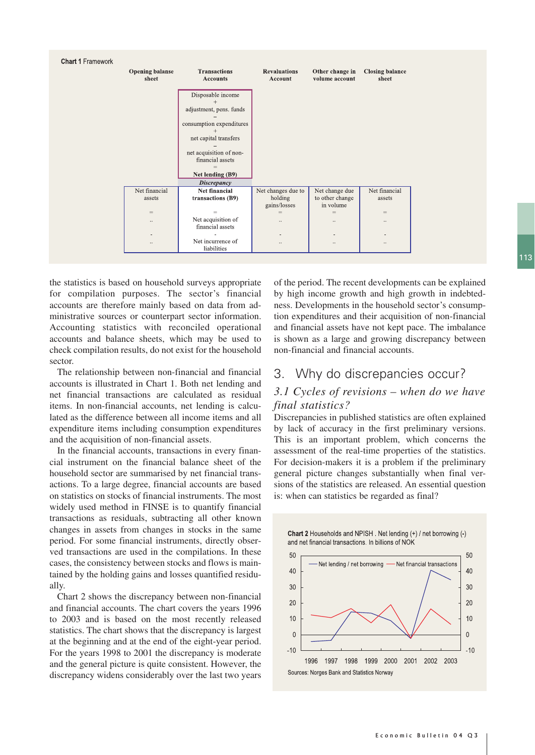**Chart 1** Framework

| Opening balanse sheet | Transactions Accounts | Revaluations Account | Other change in volume account | Closing balance sheet |
|---|---|---|---|---|
| | Disposable income + adjustment, pens. funds – consumption expenditures + net capital transfers – net acquisition of non-financial assets = **Net lending (B9)** | | | |
| | ***Discrepancy*** | | | |
| Net financial assets | **Net financial transactions (B9)** | Net changes due to holding gains/losses | Net change due to other change in volume | Net financial assets |
| = | = | = | = | = |
| .. | Net acquisition of financial assets | .. | .. | .. |
| - | - | - | - | - |
| .. | Net incurrence of liabilities | .. | .. | .. |

the statistics is based on household surveys appropriate for compilation purposes. The sector's financial accounts are therefore mainly based on data from administrative sources or counterpart sector information. Accounting statistics with reconciled operational accounts and balance sheets, which may be used to check compilation results, do not exist for the household sector.

The relationship between non-financial and financial accounts is illustrated in Chart 1. Both net lending and net financial transactions are calculated as residual items. In non-financial accounts, net lending is calculated as the difference between all income items and all expenditure items including consumption expenditures and the acquisition of non-financial assets.

In the financial accounts, transactions in every financial instrument on the financial balance sheet of the household sector are summarised by net financial transactions. To a large degree, financial accounts are based on statistics on stocks of financial instruments. The most widely used method in FINSE is to quantify financial transactions as residuals, subtracting all other known changes in assets from changes in stocks in the same period. For some financial instruments, directly observed transactions are used in the compilations. In these cases, the consistency between stocks and flows is maintained by the holding gains and losses quantified residually.

Chart 2 shows the discrepancy between non-financial and financial accounts. The chart covers the years 1996 to 2003 and is based on the most recently released statistics. The chart shows that the discrepancy is largest at the beginning and at the end of the eight-year period. For the years 1998 to 2001 the discrepancy is moderate and the general picture is quite consistent. However, the discrepancy widens considerably over the last two years of the period. The recent developments can be explained by high income growth and high growth in indebtedness. Developments in the household sector's consumption expenditures and their acquisition of non-financial and financial assets have not kept pace. The imbalance is shown as a large and growing discrepancy between non-financial and financial accounts.

## 3. Why do discrepancies occur?

### *3.1 Cycles of revisions – when do we have final statistics?*

Discrepancies in published statistics are often explained by lack of accuracy in the first preliminary versions. This is an important problem, which concerns the assessment of the real-time properties of the statistics. For decision-makers it is a problem if the preliminary general picture changes substantially when final versions of the statistics are released. An essential question is: when can statistics be regarded as final?

**Chart 2** Households and NPISH . Net lending (+) / net borrowing (-) and net financial transactions. In billions of NOK

Sources: Norges Bank and Statistics Norway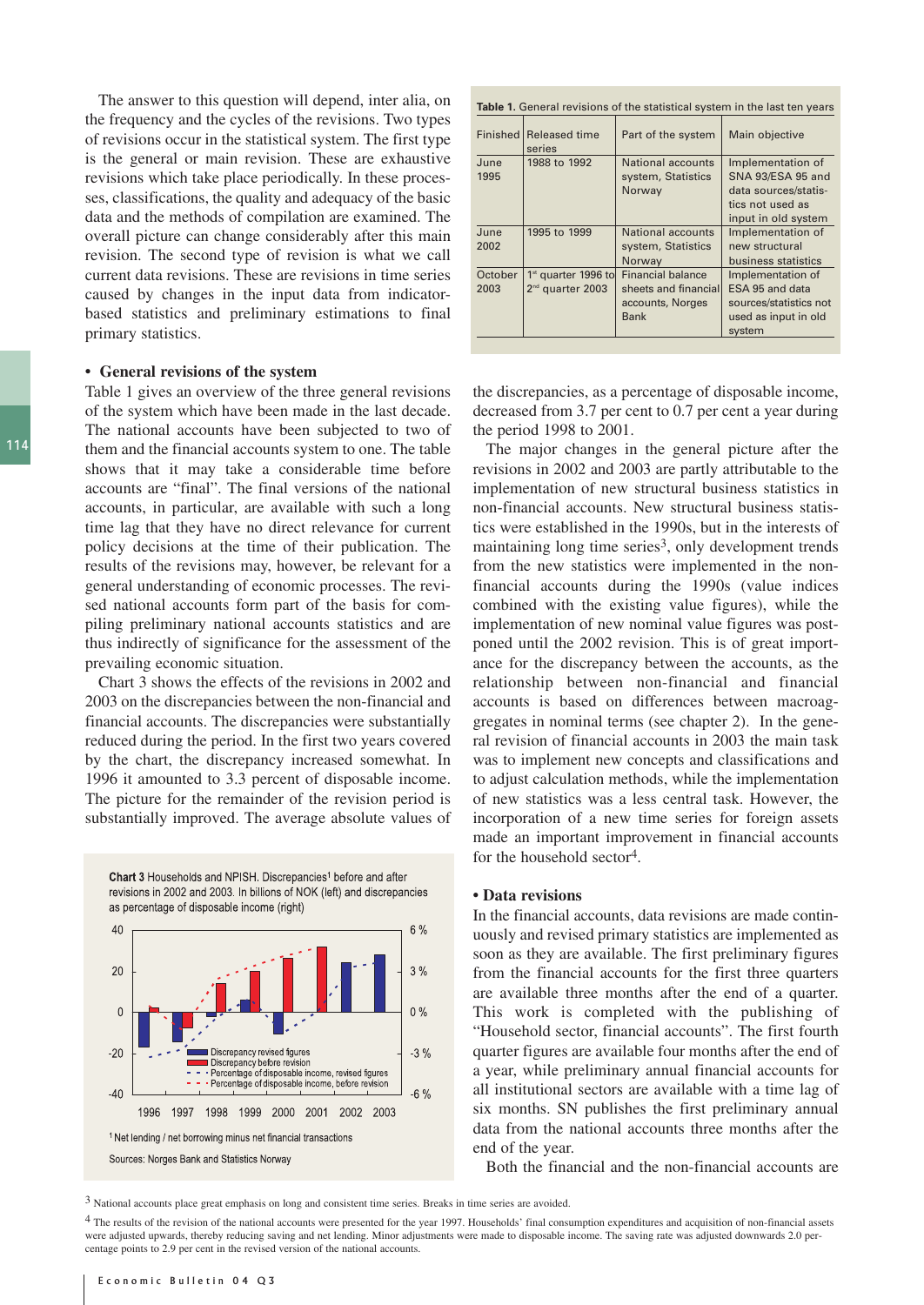The answer to this question will depend, inter alia, on the frequency and the cycles of the revisions. Two types of revisions occur in the statistical system. The first type is the general or main revision. These are exhaustive revisions which take place periodically. In these processes, classifications, the quality and adequacy of the basic data and the methods of compilation are examined. The overall picture can change considerably after this main revision. The second type of revision is what we call current data revisions. These are revisions in time series caused by changes in the input data from indicator-based statistics and preliminary estimations to final primary statistics.

**• General revisions of the system**

Table 1 gives an overview of the three general revisions of the system which have been made in the last decade. The national accounts have been subjected to two of them and the financial accounts system to one. The table shows that it may take a considerable time before accounts are "final". The final versions of the national accounts, in particular, are available with such a long time lag that they have no direct relevance for current policy decisions at the time of their publication. The results of the revisions may, however, be relevant for a general understanding of economic processes. The revised national accounts form part of the basis for compiling preliminary national accounts statistics and are thus indirectly of significance for the assessment of the prevailing economic situation.

Chart 3 shows the effects of the revisions in 2002 and 2003 on the discrepancies between the non-financial and financial accounts. The discrepancies were substantially reduced during the period. In the first two years covered by the chart, the discrepancy increased somewhat. In 1996 it amounted to 3.3 percent of disposable income. The picture for the remainder of the revision period is substantially improved. The average absolute values of the discrepancies, as a percentage of disposable income, decreased from 3.7 per cent to 0.7 per cent a year during the period 1998 to 2001.

**Chart 3** Households and NPISH. Discrepancies[1] before and after revisions in 2002 and 2003. In billions of NOK (left) and discrepancies as percentage of disposable income (right)

[1] Net lending / net borrowing minus net financial transactions

Sources: Norges Bank and Statistics Norway

**Table 1.** General revisions of the statistical system in the last ten years

| Finished | Released time series | Part of the system | Main objective |
|---|---|---|---|
| June 1995 | 1988 to 1992 | National accounts system, Statistics Norway | Implementation of SNA 93/ESA 95 and data sources/statistics not used as input in old system |
| June 2002 | 1995 to 1999 | National accounts system, Statistics Norway | Implementation of new structural business statistics |
| October 2003 | 1st quarter 1996 to 2nd quarter 2003 | Financial balance sheets and financial accounts, Norges Bank | Implementation of ESA 95 and data sources/statistics not used as input in old system |

The major changes in the general picture after the revisions in 2002 and 2003 are partly attributable to the implementation of new structural business statistics in non-financial accounts. New structural business statistics were established in the 1990s, but in the interests of maintaining long time series[3], only development trends from the new statistics were implemented in the non-financial accounts during the 1990s (value indices combined with the existing value figures), while the implementation of new nominal value figures was postponed until the 2002 revision. This is of great importance for the discrepancy between the accounts, as the relationship between non-financial and financial accounts is based on differences between macroaggregates in nominal terms (see chapter 2). In the general revision of financial accounts in 2003 the main task was to implement new concepts and classifications and to adjust calculation methods, while the implementation of new statistics was a less central task. However, the incorporation of a new time series for foreign assets made an important improvement in financial accounts for the household sector[4].

**• Data revisions**

In the financial accounts, data revisions are made continuously and revised primary statistics are implemented as soon as they are available. The first preliminary figures from the financial accounts for the first three quarters are available three months after the end of a quarter. This work is completed with the publishing of "Household sector, financial accounts". The first fourth quarter figures are available four months after the end of a year, while preliminary annual financial accounts for all institutional sectors are available with a time lag of six months. SN publishes the first preliminary annual data from the national accounts three months after the end of the year.

Both the financial and the non-financial accounts are

[3] National accounts place great emphasis on long and consistent time series. Breaks in time series are avoided.

[4] The results of the revision of the national accounts were presented for the year 1997. Households' final consumption expenditures and acquisition of non-financial assets were adjusted upwards, thereby reducing saving and net lending. Minor adjustments were made to disposable income. The saving rate was adjusted downwards 2.0 percentage points to 2.9 per cent in the revised version of the national accounts.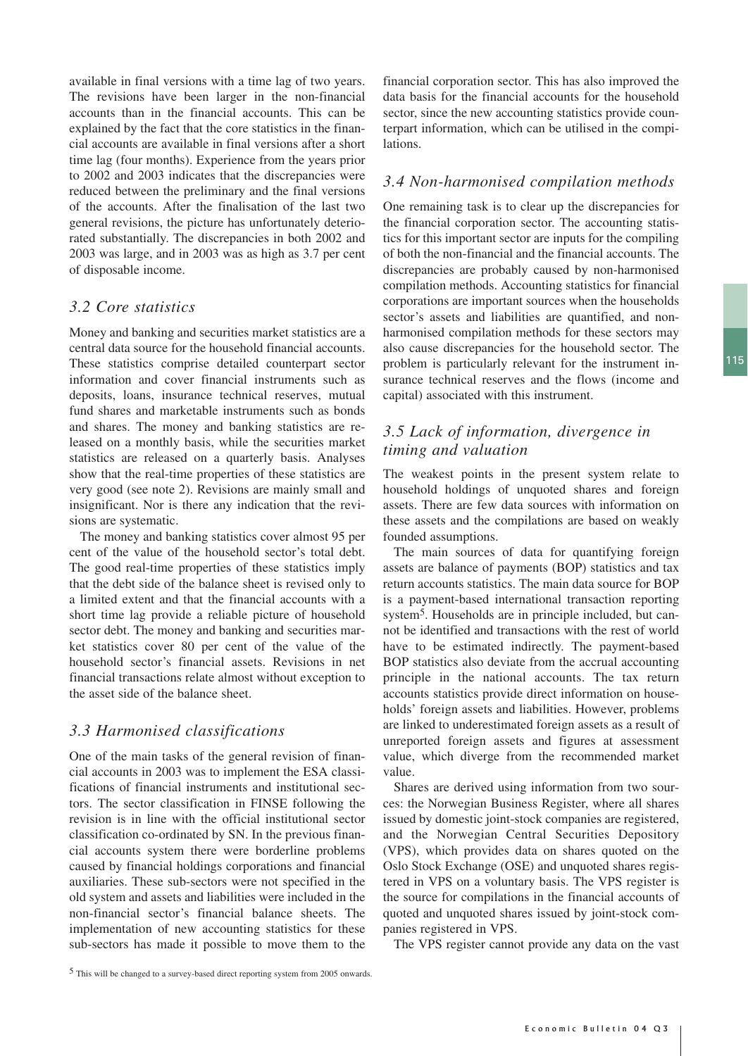available in final versions with a time lag of two years. The revisions have been larger in the non-financial accounts than in the financial accounts. This can be explained by the fact that the core statistics in the financial accounts are available in final versions after a short time lag (four months). Experience from the years prior to 2002 and 2003 indicates that the discrepancies were reduced between the preliminary and the final versions of the accounts. After the finalisation of the last two general revisions, the picture has unfortunately deteriorated substantially. The discrepancies in both 2002 and 2003 was large, and in 2003 was as high as 3.7 per cent of disposable income.

### *3.2 Core statistics*

Money and banking and securities market statistics are a central data source for the household financial accounts. These statistics comprise detailed counterpart sector information and cover financial instruments such as deposits, loans, insurance technical reserves, mutual fund shares and marketable instruments such as bonds and shares. The money and banking statistics are released on a monthly basis, while the securities market statistics are released on a quarterly basis. Analyses show that the real-time properties of these statistics are very good (see note 2). Revisions are mainly small and insignificant. Nor is there any indication that the revisions are systematic.

The money and banking statistics cover almost 95 per cent of the value of the household sector's total debt. The good real-time properties of these statistics imply that the debt side of the balance sheet is revised only to a limited extent and that the financial accounts with a short time lag provide a reliable picture of household sector debt. The money and banking and securities market statistics cover 80 per cent of the value of the household sector's financial assets. Revisions in net financial transactions relate almost without exception to the asset side of the balance sheet.

### *3.3 Harmonised classifications*

One of the main tasks of the general revision of financial accounts in 2003 was to implement the ESA classifications of financial instruments and institutional sectors. The sector classification in FINSE following the revision is in line with the official institutional sector classification co-ordinated by SN. In the previous financial accounts system there were borderline problems caused by financial holdings corporations and financial auxiliaries. These sub-sectors were not specified in the old system and assets and liabilities were included in the non-financial sector's financial balance sheets. The implementation of new accounting statistics for these sub-sectors has made it possible to move them to the financial corporation sector. This has also improved the data basis for the financial accounts for the household sector, since the new accounting statistics provide counterpart information, which can be utilised in the compilations.

### *3.4 Non-harmonised compilation methods*

One remaining task is to clear up the discrepancies for the financial corporation sector. The accounting statistics for this important sector are inputs for the compiling of both the non-financial and the financial accounts. The discrepancies are probably caused by non-harmonised compilation methods. Accounting statistics for financial corporations are important sources when the households sector's assets and liabilities are quantified, and non-harmonised compilation methods for these sectors may also cause discrepancies for the household sector. The problem is particularly relevant for the instrument insurance technical reserves and the flows (income and capital) associated with this instrument.

### *3.5 Lack of information, divergence in timing and valuation*

The weakest points in the present system relate to household holdings of unquoted shares and foreign assets. There are few data sources with information on these assets and the compilations are based on weakly founded assumptions.

The main sources of data for quantifying foreign assets are balance of payments (BOP) statistics and tax return accounts statistics. The main data source for BOP is a payment-based international transaction reporting system[5]. Households are in principle included, but cannot be identified and transactions with the rest of world have to be estimated indirectly. The payment-based BOP statistics also deviate from the accrual accounting principle in the national accounts. The tax return accounts statistics provide direct information on households' foreign assets and liabilities. However, problems are linked to underestimated foreign assets as a result of unreported foreign assets and figures at assessment value, which diverge from the recommended market value.

Shares are derived using information from two sources: the Norwegian Business Register, where all shares issued by domestic joint-stock companies are registered, and the Norwegian Central Securities Depository (VPS), which provides data on shares quoted on the Oslo Stock Exchange (OSE) and unquoted shares registered in VPS on a voluntary basis. The VPS register is the source for compilations in the financial accounts of quoted and unquoted shares issued by joint-stock companies registered in VPS.

The VPS register cannot provide any data on the vast

[5] This will be changed to a survey-based direct reporting system from 2005 onwards.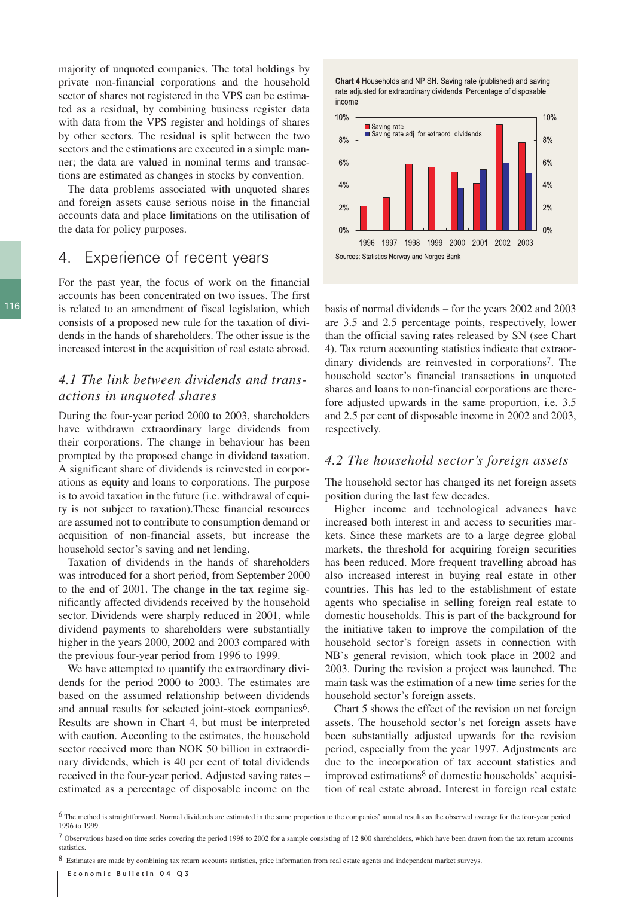majority of unquoted companies. The total holdings by private non-financial corporations and the household sector of shares not registered in the VPS can be estimated as a residual, by combining business register data with data from the VPS register and holdings of shares by other sectors. The residual is split between the two sectors and the estimations are executed in a simple manner; the data are valued in nominal terms and transactions are estimated as changes in stocks by convention.

The data problems associated with unquoted shares and foreign assets cause serious noise in the financial accounts data and place limitations on the utilisation of the data for policy purposes.

## 4. Experience of recent years

For the past year, the focus of work on the financial accounts has been concentrated on two issues. The first is related to an amendment of fiscal legislation, which consists of a proposed new rule for the taxation of dividends in the hands of shareholders. The other issue is the increased interest in the acquisition of real estate abroad.

### *4.1 The link between dividends and transactions in unquoted shares*

During the four-year period 2000 to 2003, shareholders have withdrawn extraordinary large dividends from their corporations. The change in behaviour has been prompted by the proposed change in dividend taxation. A significant share of dividends is reinvested in corporations as equity and loans to corporations. The purpose is to avoid taxation in the future (i.e. withdrawal of equity is not subject to taxation).These financial resources are assumed not to contribute to consumption demand or acquisition of non-financial assets, but increase the household sector's saving and net lending.

Taxation of dividends in the hands of shareholders was introduced for a short period, from September 2000 to the end of 2001. The change in the tax regime significantly affected dividends received by the household sector. Dividends were sharply reduced in 2001, while dividend payments to shareholders were substantially higher in the years 2000, 2002 and 2003 compared with the previous four-year period from 1996 to 1999.

We have attempted to quantify the extraordinary dividends for the period 2000 to 2003. The estimates are based on the assumed relationship between dividends and annual results for selected joint-stock companies[6]. Results are shown in Chart 4, but must be interpreted with caution. According to the estimates, the household sector received more than NOK 50 billion in extraordinary dividends, which is 40 per cent of total dividends received in the four-year period. Adjusted saving rates – estimated as a percentage of disposable income on the basis of normal dividends – for the years 2002 and 2003 are 3.5 and 2.5 percentage points, respectively, lower than the official saving rates released by SN (see Chart 4). Tax return accounting statistics indicate that extraordinary dividends are reinvested in corporations[7]. The household sector's financial transactions in unquoted shares and loans to non-financial corporations are therefore adjusted upwards in the same proportion, i.e. 3.5 and 2.5 per cent of disposable income in 2002 and 2003, respectively.

**Chart 4** Households and NPISH. Saving rate (published) and saving rate adjusted for extraordinary dividends. Percentage of disposable income

Sources: Statistics Norway and Norges Bank

### *4.2 The household sector's foreign assets*

The household sector has changed its net foreign assets position during the last few decades.

Higher income and technological advances have increased both interest in and access to securities markets. Since these markets are to a large degree global markets, the threshold for acquiring foreign securities has been reduced. More frequent travelling abroad has also increased interest in buying real estate in other countries. This has led to the establishment of estate agents who specialise in selling foreign real estate to domestic households. This is part of the background for the initiative taken to improve the compilation of the household sector's foreign assets in connection with NB`s general revision, which took place in 2002 and 2003. During the revision a project was launched. The main task was the estimation of a new time series for the household sector's foreign assets.

Chart 5 shows the effect of the revision on net foreign assets. The household sector's net foreign assets have been substantially adjusted upwards for the revision period, especially from the year 1997. Adjustments are due to the incorporation of tax account statistics and improved estimations[8] of domestic households' acquisition of real estate abroad. Interest in foreign real estate

---

[6] The method is straightforward. Normal dividends are estimated in the same proportion to the companies' annual results as the observed average for the four-year period 1996 to 1999.

[7] Observations based on time series covering the period 1998 to 2002 for a sample consisting of 12 800 shareholders, which have been drawn from the tax return accounts statistics.

[8] Estimates are made by combining tax return accounts statistics, price information from real estate agents and independent market surveys.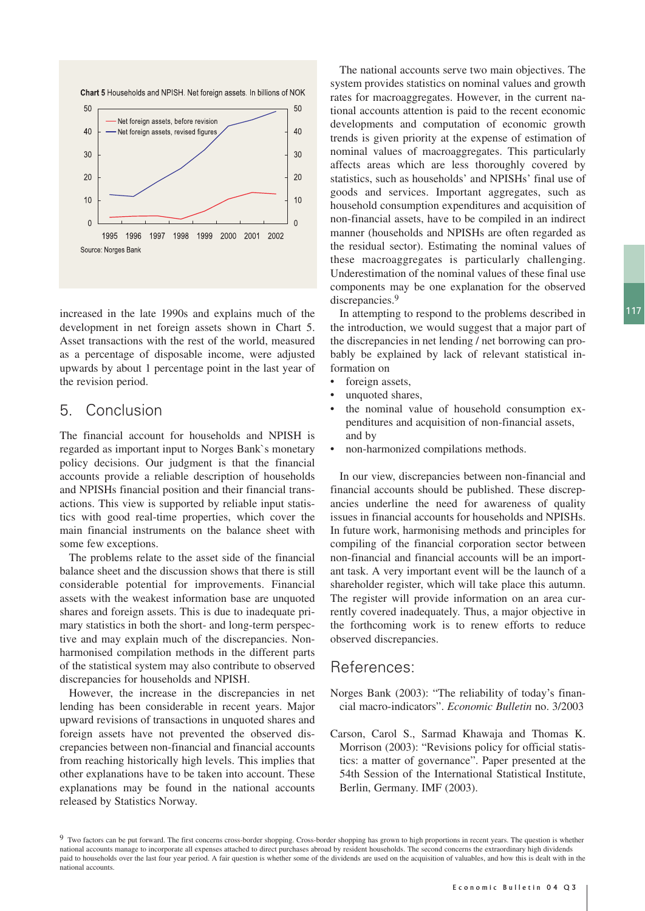**Chart 5** Households and NPISH. Net foreign assets. In billions of NOK

Source: Norges Bank

increased in the late 1990s and explains much of the development in net foreign assets shown in Chart 5. Asset transactions with the rest of the world, measured as a percentage of disposable income, were adjusted upwards by about 1 percentage point in the last year of the revision period.

## 5. Conclusion

The financial account for households and NPISH is regarded as important input to Norges Bank`s monetary policy decisions. Our judgment is that the financial accounts provide a reliable description of households and NPISHs financial position and their financial transactions. This view is supported by reliable input statistics with good real-time properties, which cover the main financial instruments on the balance sheet with some few exceptions.

The problems relate to the asset side of the financial balance sheet and the discussion shows that there is still considerable potential for improvements. Financial assets with the weakest information base are unquoted shares and foreign assets. This is due to inadequate primary statistics in both the short- and long-term perspective and may explain much of the discrepancies. Non-harmonised compilation methods in the different parts of the statistical system may also contribute to observed discrepancies for households and NPISH.

However, the increase in the discrepancies in net lending has been considerable in recent years. Major upward revisions of transactions in unquoted shares and foreign assets have not prevented the observed discrepancies between non-financial and financial accounts from reaching historically high levels. This implies that other explanations have to be taken into account. These explanations may be found in the national accounts released by Statistics Norway.

The national accounts serve two main objectives. The system provides statistics on nominal values and growth rates for macroaggregates. However, in the current national accounts attention is paid to the recent economic developments and computation of economic growth trends is given priority at the expense of estimation of nominal values of macroaggregates. This particularly affects areas which are less thoroughly covered by statistics, such as households' and NPISHs' final use of goods and services. Important aggregates, such as household consumption expenditures and acquisition of non-financial assets, have to be compiled in an indirect manner (households and NPISHs are often regarded as the residual sector). Estimating the nominal values of these macroaggregates is particularly challenging. Underestimation of the nominal values of these final use components may be one explanation for the observed discrepancies.[9]

In attempting to respond to the problems described in the introduction, we would suggest that a major part of the discrepancies in net lending / net borrowing can probably be explained by lack of relevant statistical information on

- foreign assets,
- unquoted shares,
- the nominal value of household consumption expenditures and acquisition of non-financial assets, and by
- non-harmonized compilations methods.

In our view, discrepancies between non-financial and financial accounts should be published. These discrepancies underline the need for awareness of quality issues in financial accounts for households and NPISHs. In future work, harmonising methods and principles for compiling of the financial corporation sector between non-financial and financial accounts will be an important task. A very important event will be the launch of a shareholder register, which will take place this autumn. The register will provide information on an area currently covered inadequately. Thus, a major objective in the forthcoming work is to renew efforts to reduce observed discrepancies.

## References:

Norges Bank (2003): "The reliability of today's financial macro-indicators". *Economic Bulletin* no. 3/2003

Carson, Carol S., Sarmad Khawaja and Thomas K. Morrison (2003): "Revisions policy for official statistics: a matter of governance". Paper presented at the 54th Session of the International Statistical Institute, Berlin, Germany. IMF (2003).

[9] Two factors can be put forward. The first concerns cross-border shopping. Cross-border shopping has grown to high proportions in recent years. The question is whether national accounts manage to incorporate all expenses attached to direct purchases abroad by resident households. The second concerns the extraordinary high dividends paid to households over the last four year period. A fair question is whether some of the dividends are used on the acquisition of valuables, and how this is dealt with in the national accounts.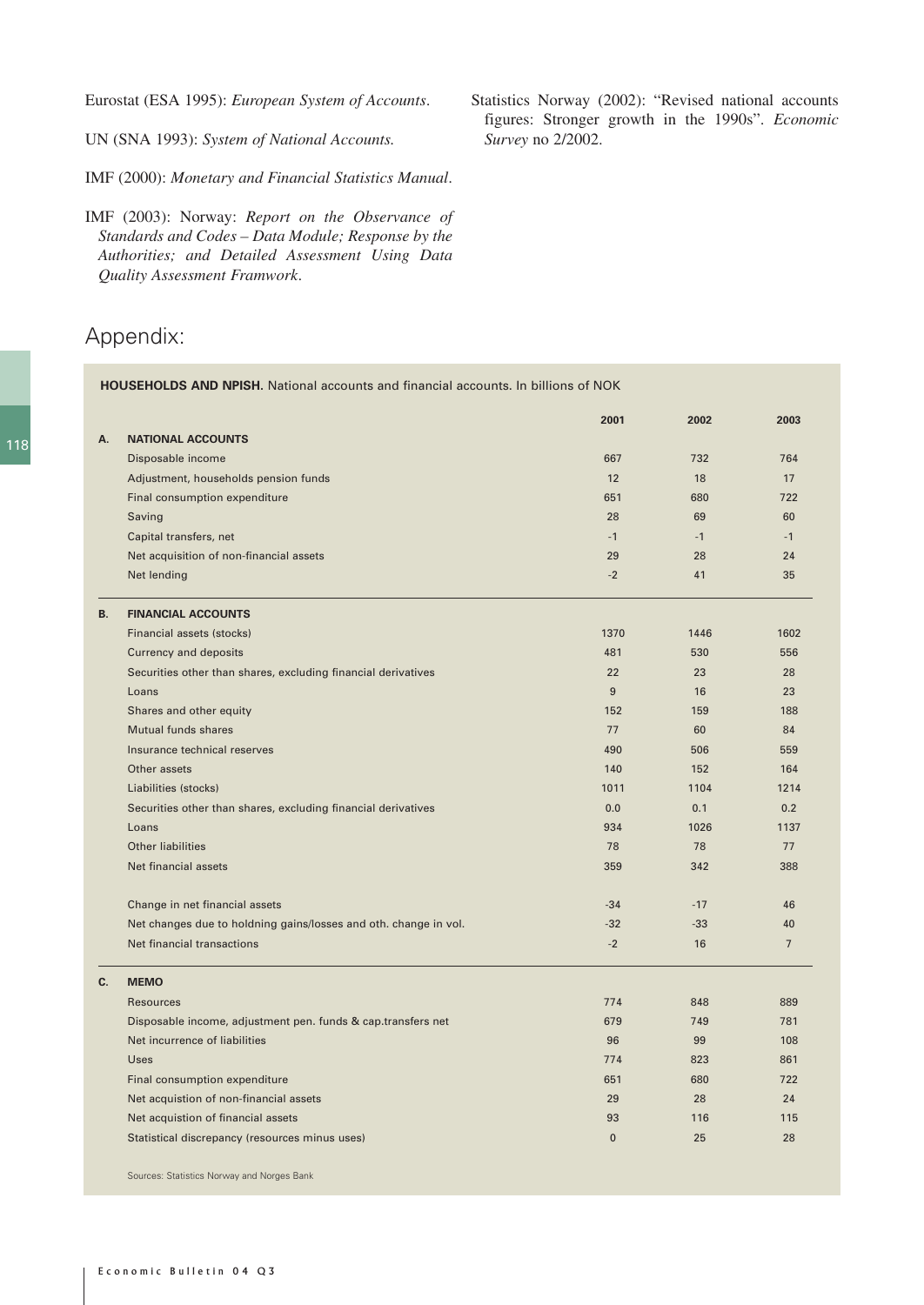Eurostat (ESA 1995): *European System of Accounts*.

UN (SNA 1993): *System of National Accounts.*

IMF (2000): *Monetary and Financial Statistics Manual*.

IMF (2003): Norway: *Report on the Observance of Standards and Codes – Data Module; Response by the Authorities; and Detailed Assessment Using Data Quality Assessment Framwork*.

Statistics Norway (2002): "Revised national accounts figures: Stronger growth in the 1990s". *Economic Survey* no 2/2002.

## Appendix:

**HOUSEHOLDS AND NPISH.** National accounts and financial accounts. In billions of NOK

| | | 2001 | 2002 | 2003 |
|---|---|---|---|---|
| **A.** | **NATIONAL ACCOUNTS** | | | |
| | Disposable income | 667 | 732 | 764 |
| | Adjustment, households pension funds | 12 | 18 | 17 |
| | Final consumption expenditure | 651 | 680 | 722 |
| | Saving | 28 | 69 | 60 |
| | Capital transfers, net | -1 | -1 | -1 |
| | Net acquisition of non-financial assets | 29 | 28 | 24 |
| | Net lending | -2 | 41 | 35 |
| **B.** | **FINANCIAL ACCOUNTS** | | | |
| | Financial assets (stocks) | 1370 | 1446 | 1602 |
| | Currency and deposits | 481 | 530 | 556 |
| | Securities other than shares, excluding financial derivatives | 22 | 23 | 28 |
| | Loans | 9 | 16 | 23 |
| | Shares and other equity | 152 | 159 | 188 |
| | Mutual funds shares | 77 | 60 | 84 |
| | Insurance technical reserves | 490 | 506 | 559 |
| | Other assets | 140 | 152 | 164 |
| | Liabilities (stocks) | 1011 | 1104 | 1214 |
| | Securities other than shares, excluding financial derivatives | 0.0 | 0.1 | 0.2 |
| | Loans | 934 | 1026 | 1137 |
| | Other liabilities | 78 | 78 | 77 |
| | Net financial assets | 359 | 342 | 388 |
| | Change in net financial assets | -34 | -17 | 46 |
| | Net changes due to holdning gains/losses and oth. change in vol. | -32 | -33 | 40 |
| | Net financial transactions | -2 | 16 | 7 |
| **C.** | **MEMO** | | | |
| | Resources | 774 | 848 | 889 |
| | Disposable income, adjustment pen. funds & cap.transfers net | 679 | 749 | 781 |
| | Net incurrence of liabilities | 96 | 99 | 108 |
| | Uses | 774 | 823 | 861 |
| | Final consumption expenditure | 651 | 680 | 722 |
| | Net acquistion of non-financial assets | 29 | 28 | 24 |
| | Net acquistion of financial assets | 93 | 116 | 115 |
| | Statistical discrepancy (resources minus uses) | 0 | 25 | 28 |

Sources: Statistics Norway and Norges Bank